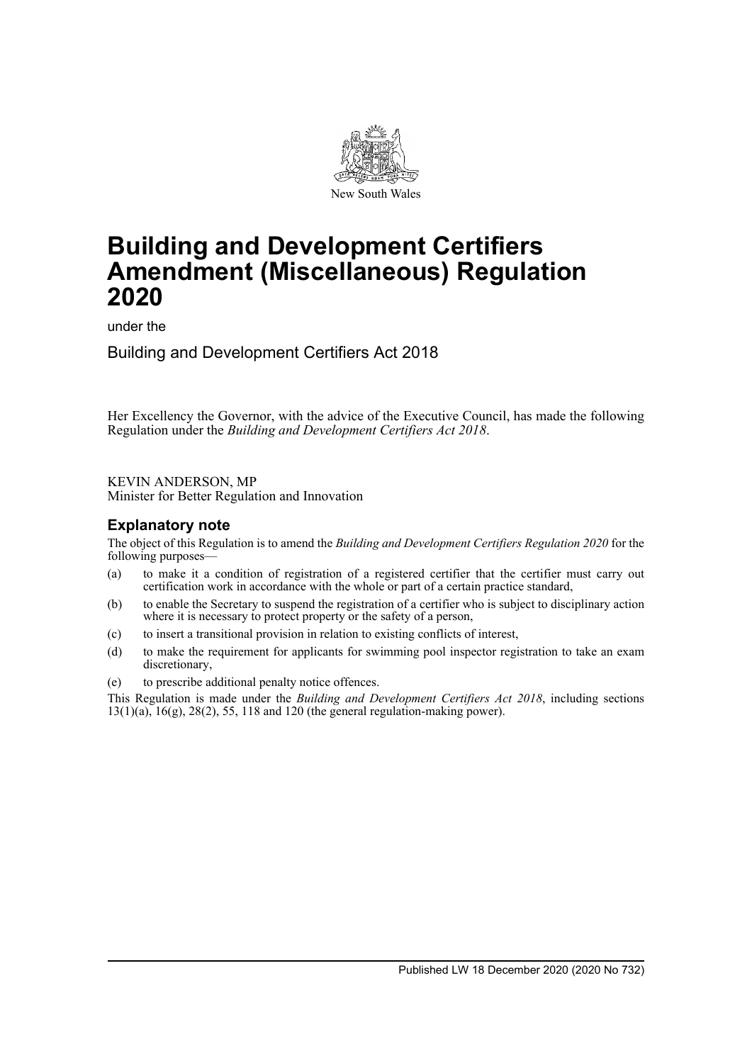New South Wales

# Building and Development Certifiers Amendment (Miscellaneous) Regulation 2020

under the

Building and Development Certifiers Act 2018

Her Excellency the Governor, with the advice of the Executive Council, has made the following Regulation under the *Building and Development Certifiers Act 2018*.

KEVIN ANDERSON, MP
Minister for Better Regulation and Innovation

## Explanatory note

The object of this Regulation is to amend the *Building and Development Certifiers Regulation 2020* for the following purposes—

(a) to make it a condition of registration of a registered certifier that the certifier must carry out certification work in accordance with the whole or part of a certain practice standard,

(b) to enable the Secretary to suspend the registration of a certifier who is subject to disciplinary action where it is necessary to protect property or the safety of a person,

(c) to insert a transitional provision in relation to existing conflicts of interest,

(d) to make the requirement for applicants for swimming pool inspector registration to take an exam discretionary,

(e) to prescribe additional penalty notice offences.

This Regulation is made under the *Building and Development Certifiers Act 2018*, including sections 13(1)(a), 16(g), 28(2), 55, 118 and 120 (the general regulation-making power).

Published LW 18 December 2020 (2020 No 732)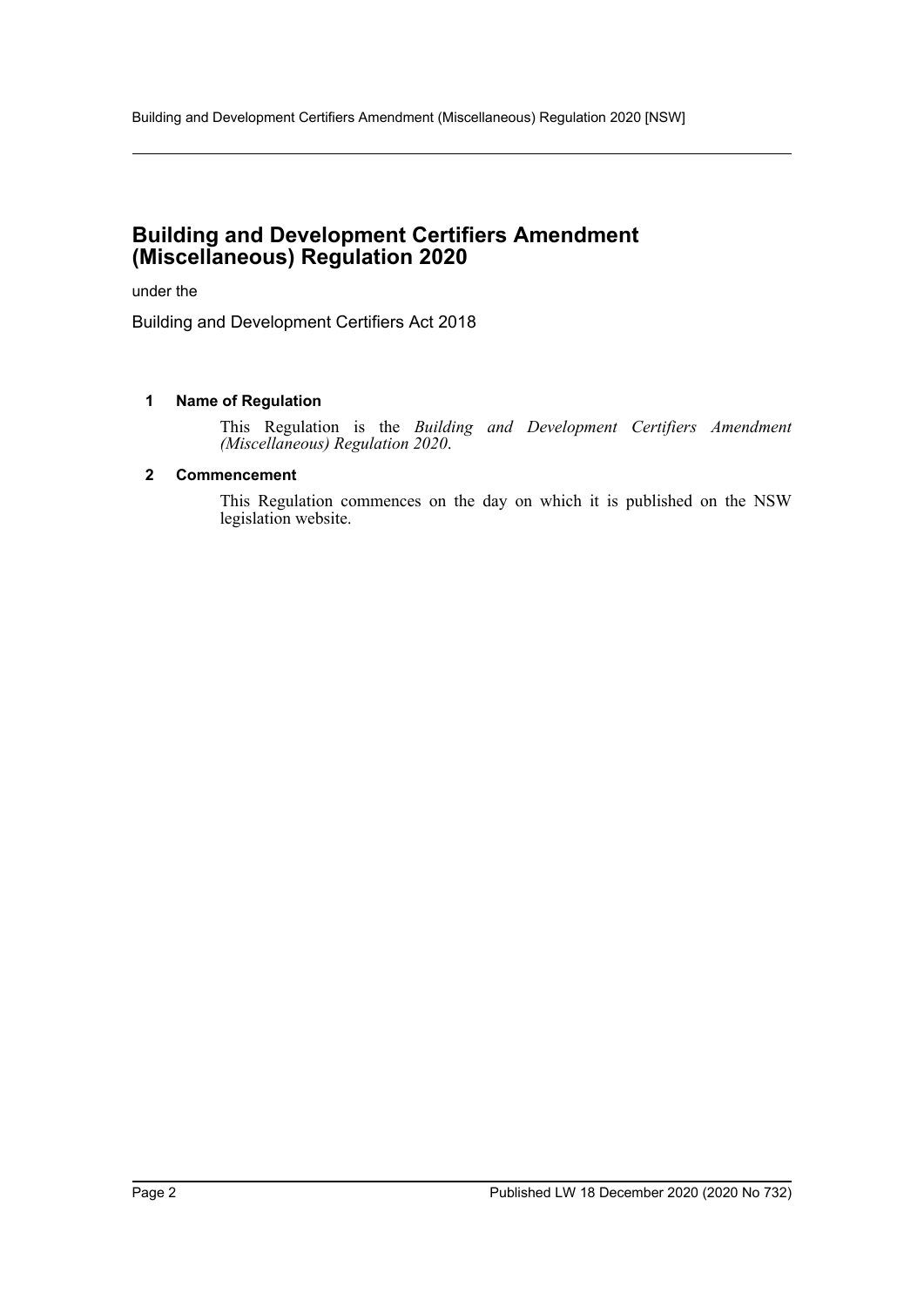# Building and Development Certifiers Amendment (Miscellaneous) Regulation 2020

under the

Building and Development Certifiers Act 2018

## 1 Name of Regulation

This Regulation is the *Building and Development Certifiers Amendment (Miscellaneous) Regulation 2020*.

## 2 Commencement

This Regulation commences on the day on which it is published on the NSW legislation website.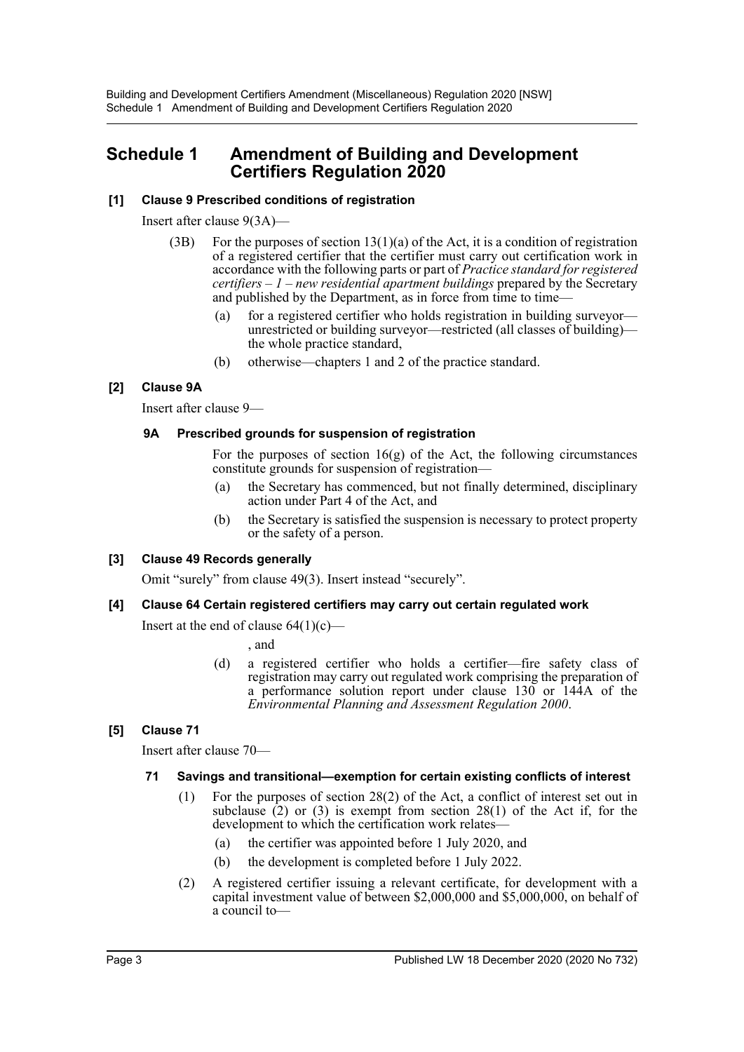## Schedule 1 Amendment of Building and Development Certifiers Regulation 2020

**[1] Clause 9 Prescribed conditions of registration**

Insert after clause 9(3A)—

(3B) For the purposes of section 13(1)(a) of the Act, it is a condition of registration of a registered certifier that the certifier must carry out certification work in accordance with the following parts or part of *Practice standard for registered certifiers – 1 – new residential apartment buildings* prepared by the Secretary and published by the Department, as in force from time to time—

(a) for a registered certifier who holds registration in building surveyor—unrestricted or building surveyor—restricted (all classes of building)—the whole practice standard,

(b) otherwise—chapters 1 and 2 of the practice standard.

**[2] Clause 9A**

Insert after clause 9—

**9A Prescribed grounds for suspension of registration**

For the purposes of section 16(g) of the Act, the following circumstances constitute grounds for suspension of registration—

(a) the Secretary has commenced, but not finally determined, disciplinary action under Part 4 of the Act, and

(b) the Secretary is satisfied the suspension is necessary to protect property or the safety of a person.

**[3] Clause 49 Records generally**

Omit "surely" from clause 49(3). Insert instead "securely".

**[4] Clause 64 Certain registered certifiers may carry out certain regulated work**

Insert at the end of clause 64(1)(c)—

, and

(d) a registered certifier who holds a certifier—fire safety class of registration may carry out regulated work comprising the preparation of a performance solution report under clause 130 or 144A of the *Environmental Planning and Assessment Regulation 2000*.

**[5] Clause 71**

Insert after clause 70—

**71 Savings and transitional—exemption for certain existing conflicts of interest**

(1) For the purposes of section 28(2) of the Act, a conflict of interest set out in subclause (2) or (3) is exempt from section 28(1) of the Act if, for the development to which the certification work relates—

(a) the certifier was appointed before 1 July 2020, and

(b) the development is completed before 1 July 2022.

(2) A registered certifier issuing a relevant certificate, for development with a capital investment value of between $2,000,000 and $5,000,000, on behalf of a council to—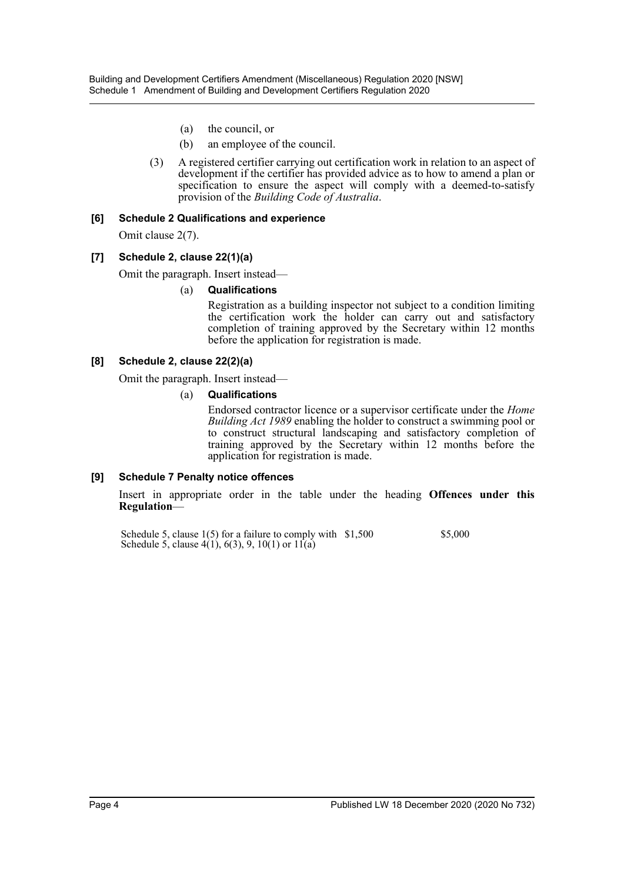(a) the council, or

(b) an employee of the council.

(3) A registered certifier carrying out certification work in relation to an aspect of development if the certifier has provided advice as to how to amend a plan or specification to ensure the aspect will comply with a deemed-to-satisfy provision of the *Building Code of Australia*.

**[6] Schedule 2 Qualifications and experience**

Omit clause 2(7).

**[7] Schedule 2, clause 22(1)(a)**

Omit the paragraph. Insert instead—

(a) **Qualifications**

Registration as a building inspector not subject to a condition limiting the certification work the holder can carry out and satisfactory completion of training approved by the Secretary within 12 months before the application for registration is made.

**[8] Schedule 2, clause 22(2)(a)**

Omit the paragraph. Insert instead—

(a) **Qualifications**

Endorsed contractor licence or a supervisor certificate under the *Home Building Act 1989* enabling the holder to construct a swimming pool or to construct structural landscaping and satisfactory completion of training approved by the Secretary within 12 months before the application for registration is made.

**[9] Schedule 7 Penalty notice offences**

Insert in appropriate order in the table under the heading **Offences under this Regulation**—

| | | |
|---|---|---|
| Schedule 5, clause 1(5) for a failure to comply with Schedule 5, clause 4(1), 6(3), 9, 10(1) or 11(a) | $1,500 | $5,000 |